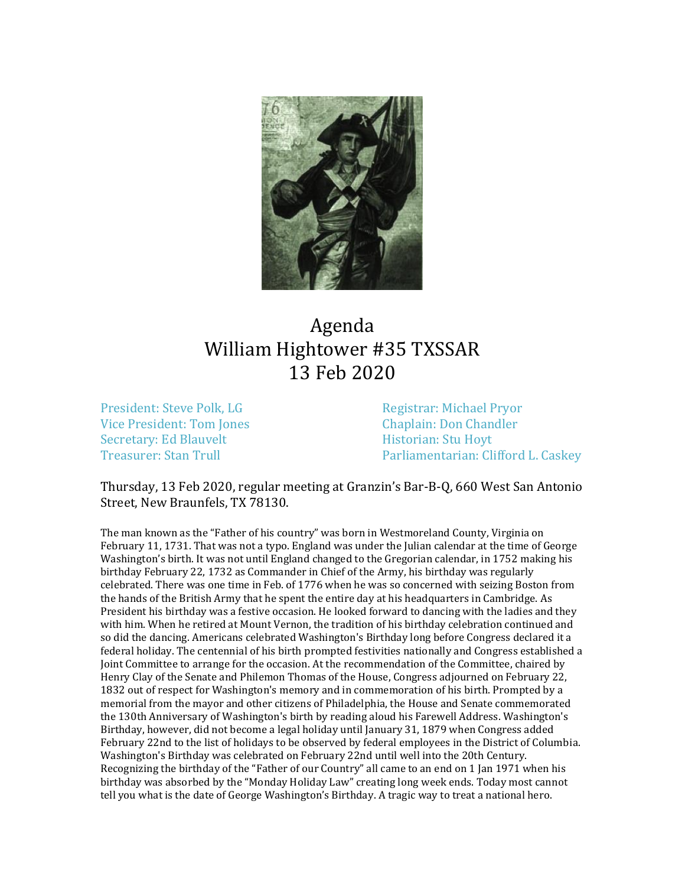# Agenda
# William Hightower #35 TXSSAR
# 13 Feb 2020

President: Steve Polk, LG
Vice President: Tom Jones
Secretary: Ed Blauvelt
Treasurer: Stan Trull
Registrar: Michael Pryor
Chaplain: Don Chandler
Historian: Stu Hoyt
Parliamentarian: Clifford L. Caskey

Thursday, 13 Feb 2020, regular meeting at Granzin's Bar-B-Q, 660 West San Antonio Street, New Braunfels, TX 78130.

The man known as the "Father of his country" was born in Westmoreland County, Virginia on February 11, 1731. That was not a typo. England was under the Julian calendar at the time of George Washington's birth. It was not until England changed to the Gregorian calendar, in 1752 making his birthday February 22, 1732 as Commander in Chief of the Army, his birthday was regularly celebrated. There was one time in Feb. of 1776 when he was so concerned with seizing Boston from the hands of the British Army that he spent the entire day at his headquarters in Cambridge. As President his birthday was a festive occasion. He looked forward to dancing with the ladies and they with him. When he retired at Mount Vernon, the tradition of his birthday celebration continued and so did the dancing. Americans celebrated Washington's Birthday long before Congress declared it a federal holiday. The centennial of his birth prompted festivities nationally and Congress established a Joint Committee to arrange for the occasion. At the recommendation of the Committee, chaired by Henry Clay of the Senate and Philemon Thomas of the House, Congress adjourned on February 22, 1832 out of respect for Washington's memory and in commemoration of his birth. Prompted by a memorial from the mayor and other citizens of Philadelphia, the House and Senate commemorated the 130th Anniversary of Washington's birth by reading aloud his Farewell Address. Washington's Birthday, however, did not become a legal holiday until January 31, 1879 when Congress added February 22nd to the list of holidays to be observed by federal employees in the District of Columbia. Washington's Birthday was celebrated on February 22nd until well into the 20th Century. Recognizing the birthday of the "Father of our Country" all came to an end on 1 Jan 1971 when his birthday was absorbed by the "Monday Holiday Law" creating long week ends. Today most cannot tell you what is the date of George Washington's Birthday. A tragic way to treat a national hero.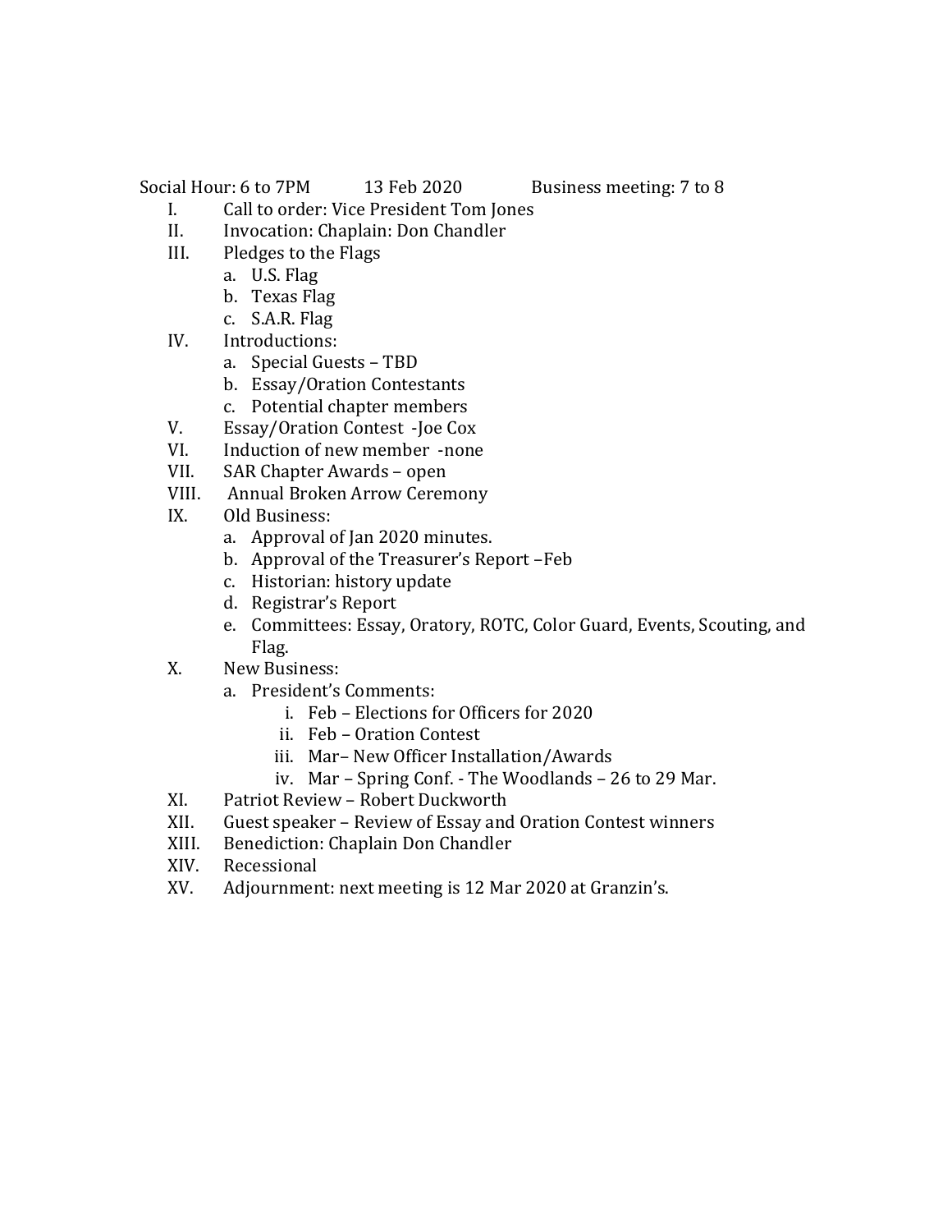Social Hour: 6 to 7PM 13 Feb 2020 Business meeting: 7 to 8

I. Call to order: Vice President Tom Jones
II. Invocation: Chaplain: Don Chandler
III. Pledges to the Flags
   a. U.S. Flag
   b. Texas Flag
   c. S.A.R. Flag
IV. Introductions:
   a. Special Guests – TBD
   b. Essay/Oration Contestants
   c. Potential chapter members
V. Essay/Oration Contest -Joe Cox
VI. Induction of new member -none
VII. SAR Chapter Awards – open
VIII. Annual Broken Arrow Ceremony
IX. Old Business:
   a. Approval of Jan 2020 minutes.
   b. Approval of the Treasurer's Report –Feb
   c. Historian: history update
   d. Registrar's Report
   e. Committees: Essay, Oratory, ROTC, Color Guard, Events, Scouting, and Flag.
X. New Business:
   a. President's Comments:
      i. Feb – Elections for Officers for 2020
      ii. Feb – Oration Contest
      iii. Mar– New Officer Installation/Awards
      iv. Mar – Spring Conf. - The Woodlands – 26 to 29 Mar.
XI. Patriot Review – Robert Duckworth
XII. Guest speaker – Review of Essay and Oration Contest winners
XIII. Benediction: Chaplain Don Chandler
XIV. Recessional
XV. Adjournment: next meeting is 12 Mar 2020 at Granzin's.